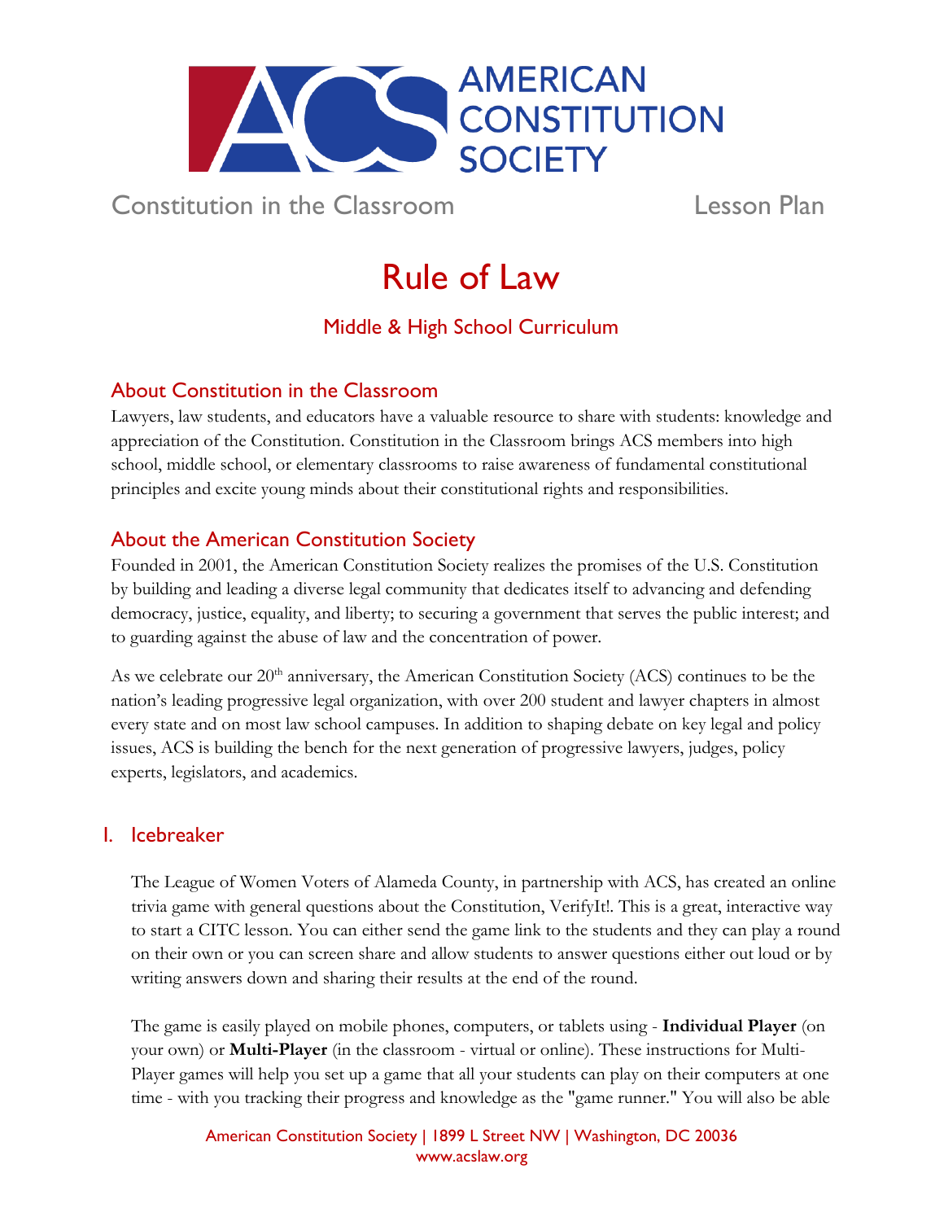# AMERICAN CONSTITUTION SOCIETY

Constitution in the Classroom — Lesson Plan

# Rule of Law

## Middle & High School Curriculum

### About Constitution in the Classroom

Lawyers, law students, and educators have a valuable resource to share with students: knowledge and appreciation of the Constitution. Constitution in the Classroom brings ACS members into high school, middle school, or elementary classrooms to raise awareness of fundamental constitutional principles and excite young minds about their constitutional rights and responsibilities.

### About the American Constitution Society

Founded in 2001, the American Constitution Society realizes the promises of the U.S. Constitution by building and leading a diverse legal community that dedicates itself to advancing and defending democracy, justice, equality, and liberty; to securing a government that serves the public interest; and to guarding against the abuse of law and the concentration of power.

As we celebrate our 20th anniversary, the American Constitution Society (ACS) continues to be the nation's leading progressive legal organization, with over 200 student and lawyer chapters in almost every state and on most law school campuses. In addition to shaping debate on key legal and policy issues, ACS is building the bench for the next generation of progressive lawyers, judges, policy experts, legislators, and academics.

### I. Icebreaker

The League of Women Voters of Alameda County, in partnership with ACS, has created an online trivia game with general questions about the Constitution, VerifyIt!. This is a great, interactive way to start a CITC lesson. You can either send the game link to the students and they can play a round on their own or you can screen share and allow students to answer questions either out loud or by writing answers down and sharing their results at the end of the round.

The game is easily played on mobile phones, computers, or tablets using - **Individual Player** (on your own) or **Multi-Player** (in the classroom - virtual or online). These instructions for Multi-Player games will help you set up a game that all your students can play on their computers at one time - with you tracking their progress and knowledge as the "game runner." You will also be able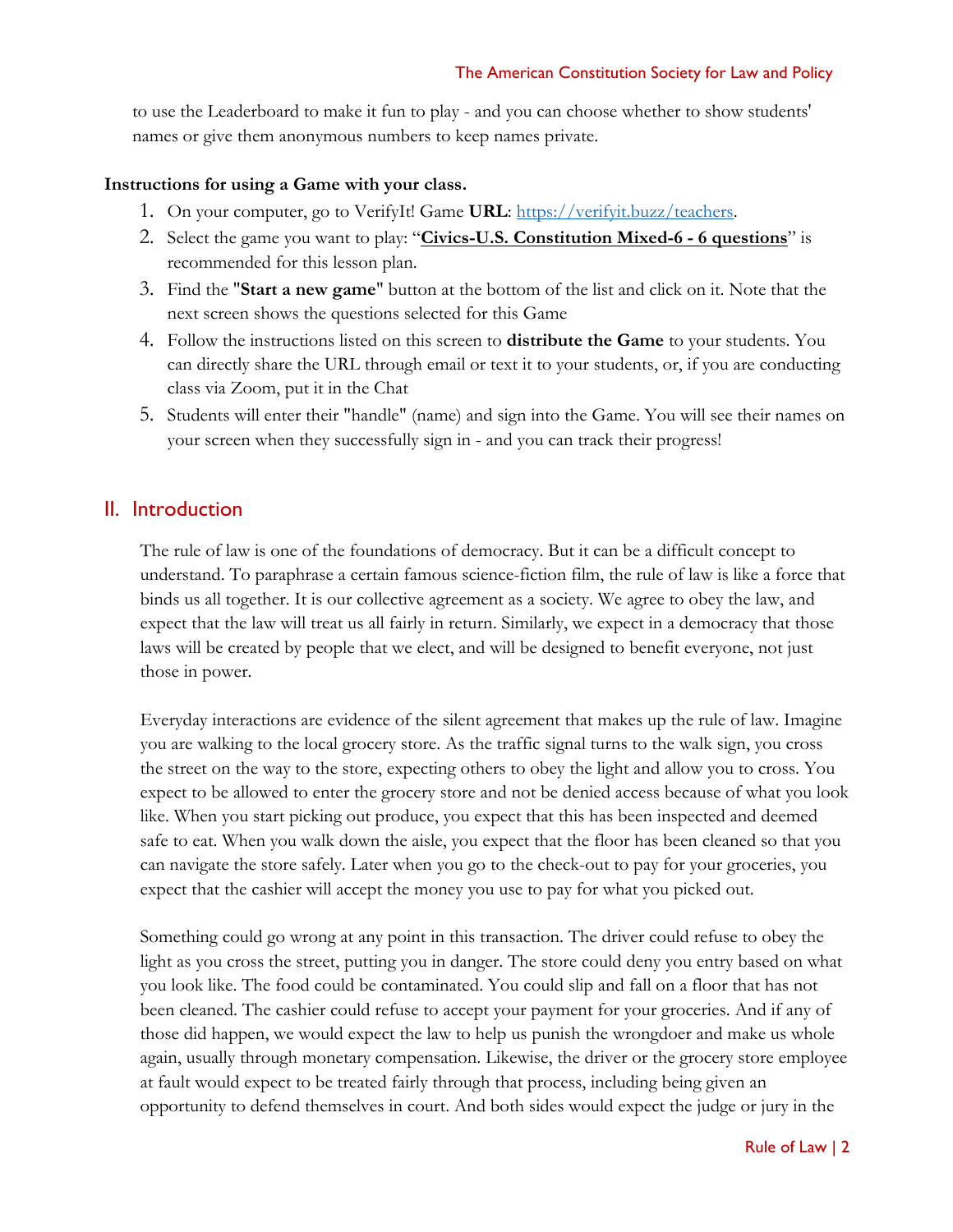to use the Leaderboard to make it fun to play - and you can choose whether to show students' names or give them anonymous numbers to keep names private.

**Instructions for using a Game with your class.**

1. On your computer, go to VerifyIt! Game **URL**: [https://verifyit.buzz/teachers](https://verifyit.buzz/teachers).
2. Select the game you want to play: "**Civics-U.S. Constitution Mixed-6 - 6 questions**" is recommended for this lesson plan.
3. Find the "**Start a new game**" button at the bottom of the list and click on it. Note that the next screen shows the questions selected for this Game
4. Follow the instructions listed on this screen to **distribute the Game** to your students. You can directly share the URL through email or text it to your students, or, if you are conducting class via Zoom, put it in the Chat
5. Students will enter their "handle" (name) and sign into the Game. You will see their names on your screen when they successfully sign in - and you can track their progress!

## II. Introduction

The rule of law is one of the foundations of democracy. But it can be a difficult concept to understand. To paraphrase a certain famous science-fiction film, the rule of law is like a force that binds us all together. It is our collective agreement as a society. We agree to obey the law, and expect that the law will treat us all fairly in return. Similarly, we expect in a democracy that those laws will be created by people that we elect, and will be designed to benefit everyone, not just those in power.

Everyday interactions are evidence of the silent agreement that makes up the rule of law. Imagine you are walking to the local grocery store. As the traffic signal turns to the walk sign, you cross the street on the way to the store, expecting others to obey the light and allow you to cross. You expect to be allowed to enter the grocery store and not be denied access because of what you look like. When you start picking out produce, you expect that this has been inspected and deemed safe to eat. When you walk down the aisle, you expect that the floor has been cleaned so that you can navigate the store safely. Later when you go to the check-out to pay for your groceries, you expect that the cashier will accept the money you use to pay for what you picked out.

Something could go wrong at any point in this transaction. The driver could refuse to obey the light as you cross the street, putting you in danger. The store could deny you entry based on what you look like. The food could be contaminated. You could slip and fall on a floor that has not been cleaned. The cashier could refuse to accept your payment for your groceries. And if any of those did happen, we would expect the law to help us punish the wrongdoer and make us whole again, usually through monetary compensation. Likewise, the driver or the grocery store employee at fault would expect to be treated fairly through that process, including being given an opportunity to defend themselves in court. And both sides would expect the judge or jury in the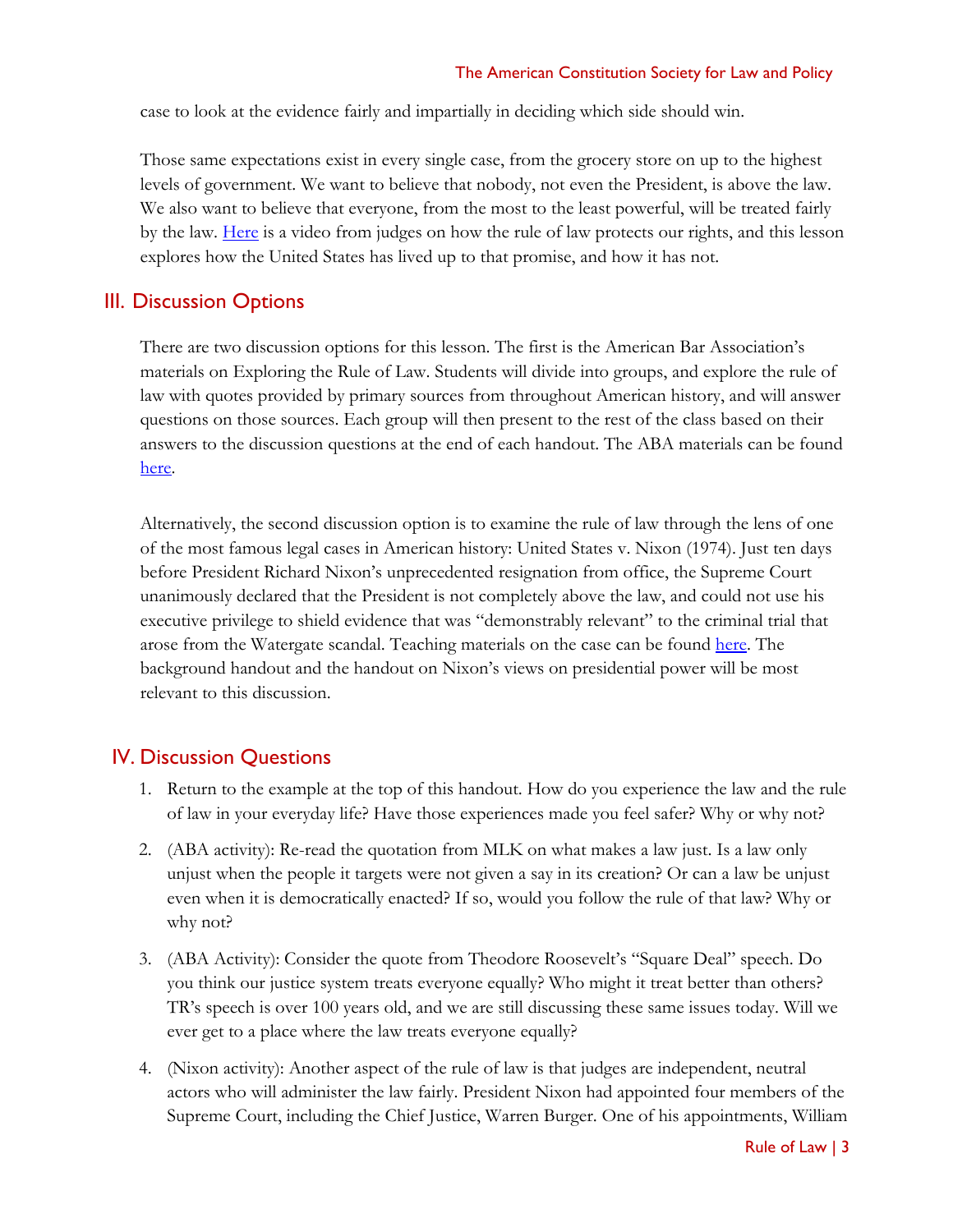case to look at the evidence fairly and impartially in deciding which side should win.

Those same expectations exist in every single case, from the grocery store on up to the highest levels of government. We want to believe that nobody, not even the President, is above the law. We also want to believe that everyone, from the most to the least powerful, will be treated fairly by the law. Here is a video from judges on how the rule of law protects our rights, and this lesson explores how the United States has lived up to that promise, and how it has not.

## III. Discussion Options

There are two discussion options for this lesson. The first is the American Bar Association's materials on Exploring the Rule of Law. Students will divide into groups, and explore the rule of law with quotes provided by primary sources from throughout American history, and will answer questions on those sources. Each group will then present to the rest of the class based on their answers to the discussion questions at the end of each handout. The ABA materials can be found here.

Alternatively, the second discussion option is to examine the rule of law through the lens of one of the most famous legal cases in American history: United States v. Nixon (1974). Just ten days before President Richard Nixon's unprecedented resignation from office, the Supreme Court unanimously declared that the President is not completely above the law, and could not use his executive privilege to shield evidence that was "demonstrably relevant" to the criminal trial that arose from the Watergate scandal. Teaching materials on the case can be found here. The background handout and the handout on Nixon's views on presidential power will be most relevant to this discussion.

## IV. Discussion Questions

1. Return to the example at the top of this handout. How do you experience the law and the rule of law in your everyday life? Have those experiences made you feel safer? Why or why not?
2. (ABA activity): Re-read the quotation from MLK on what makes a law just. Is a law only unjust when the people it targets were not given a say in its creation? Or can a law be unjust even when it is democratically enacted? If so, would you follow the rule of that law? Why or why not?
3. (ABA Activity): Consider the quote from Theodore Roosevelt's "Square Deal" speech. Do you think our justice system treats everyone equally? Who might it treat better than others? TR's speech is over 100 years old, and we are still discussing these same issues today. Will we ever get to a place where the law treats everyone equally?
4. (Nixon activity): Another aspect of the rule of law is that judges are independent, neutral actors who will administer the law fairly. President Nixon had appointed four members of the Supreme Court, including the Chief Justice, Warren Burger. One of his appointments, William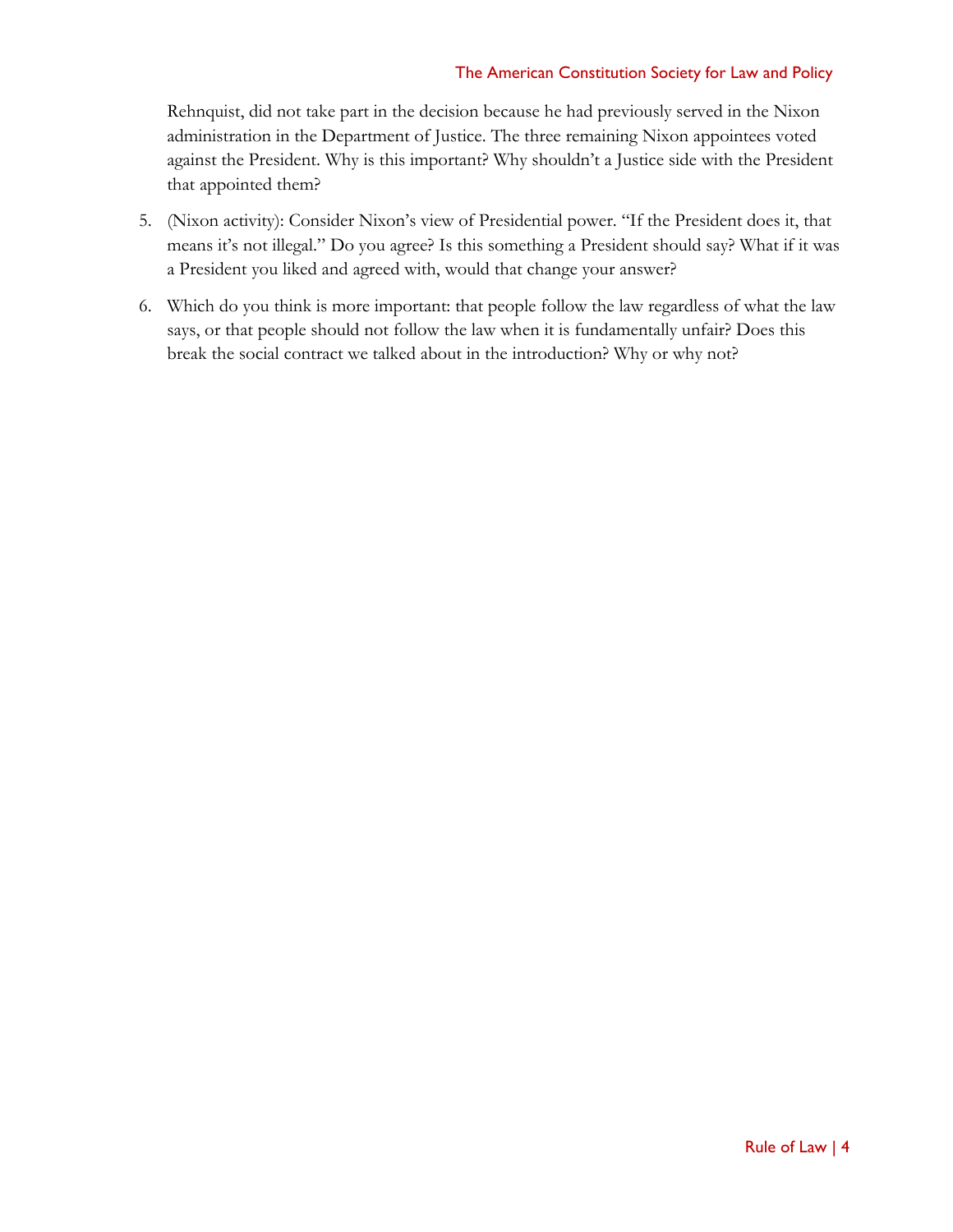Rehnquist, did not take part in the decision because he had previously served in the Nixon administration in the Department of Justice. The three remaining Nixon appointees voted against the President. Why is this important? Why shouldn't a Justice side with the President that appointed them?

5. (Nixon activity): Consider Nixon's view of Presidential power. "If the President does it, that means it's not illegal." Do you agree? Is this something a President should say? What if it was a President you liked and agreed with, would that change your answer?

6. Which do you think is more important: that people follow the law regardless of what the law says, or that people should not follow the law when it is fundamentally unfair? Does this break the social contract we talked about in the introduction? Why or why not?